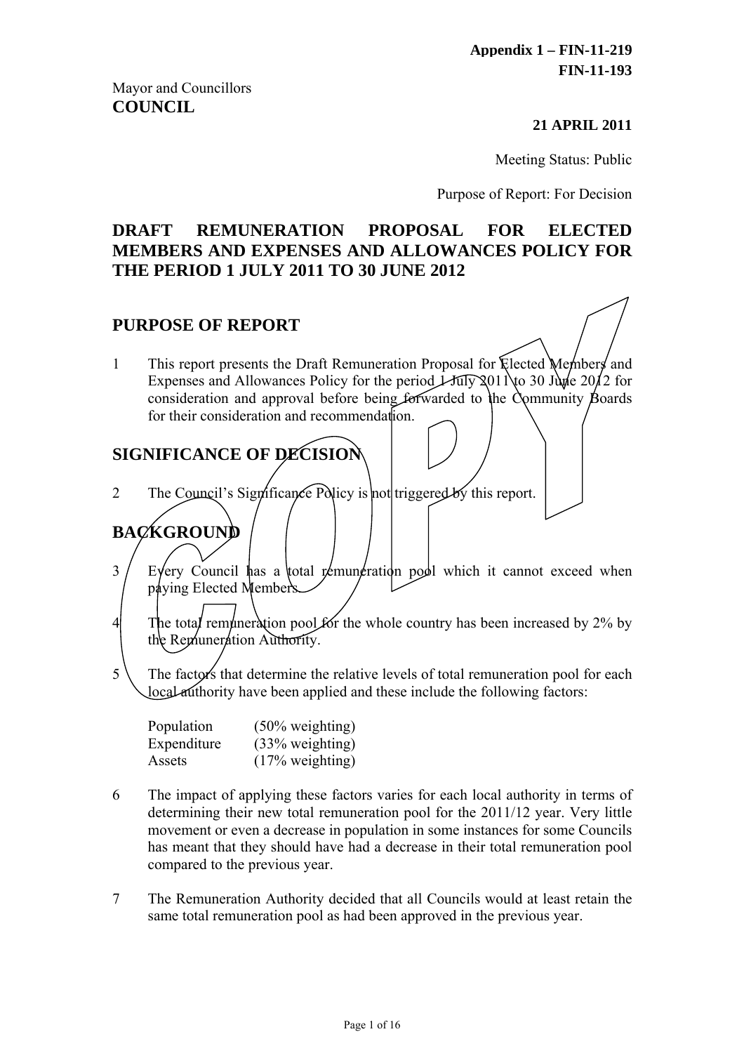**Appendix 1 – FIN-11-219**
**FIN-11-193**

Mayor and Councillors
**COUNCIL**

**21 APRIL 2011**

Meeting Status: Public

Purpose of Report: For Decision

# DRAFT REMUNERATION PROPOSAL FOR ELECTED MEMBERS AND EXPENSES AND ALLOWANCES POLICY FOR THE PERIOD 1 JULY 2011 TO 30 JUNE 2012

## PURPOSE OF REPORT

1 This report presents the Draft Remuneration Proposal for Elected Members and Expenses and Allowances Policy for the period 1 July 2011 to 30 June 2012 for consideration and approval before being forwarded to the Community Boards for their consideration and recommendation.

## SIGNIFICANCE OF DECISION

2 The Council's Significance Policy is not triggered by this report.

## BACKGROUND

3 Every Council has a total remuneration pool which it cannot exceed when paying Elected Members.

4 The total remuneration pool for the whole country has been increased by 2% by the Remuneration Authority.

5 The factors that determine the relative levels of total remuneration pool for each local authority have been applied and these include the following factors:

| | |
|---|---|
| Population | (50% weighting) |
| Expenditure | (33% weighting) |
| Assets | (17% weighting) |

6 The impact of applying these factors varies for each local authority in terms of determining their new total remuneration pool for the 2011/12 year. Very little movement or even a decrease in population in some instances for some Councils has meant that they should have had a decrease in their total remuneration pool compared to the previous year.

7 The Remuneration Authority decided that all Councils would at least retain the same total remuneration pool as had been approved in the previous year.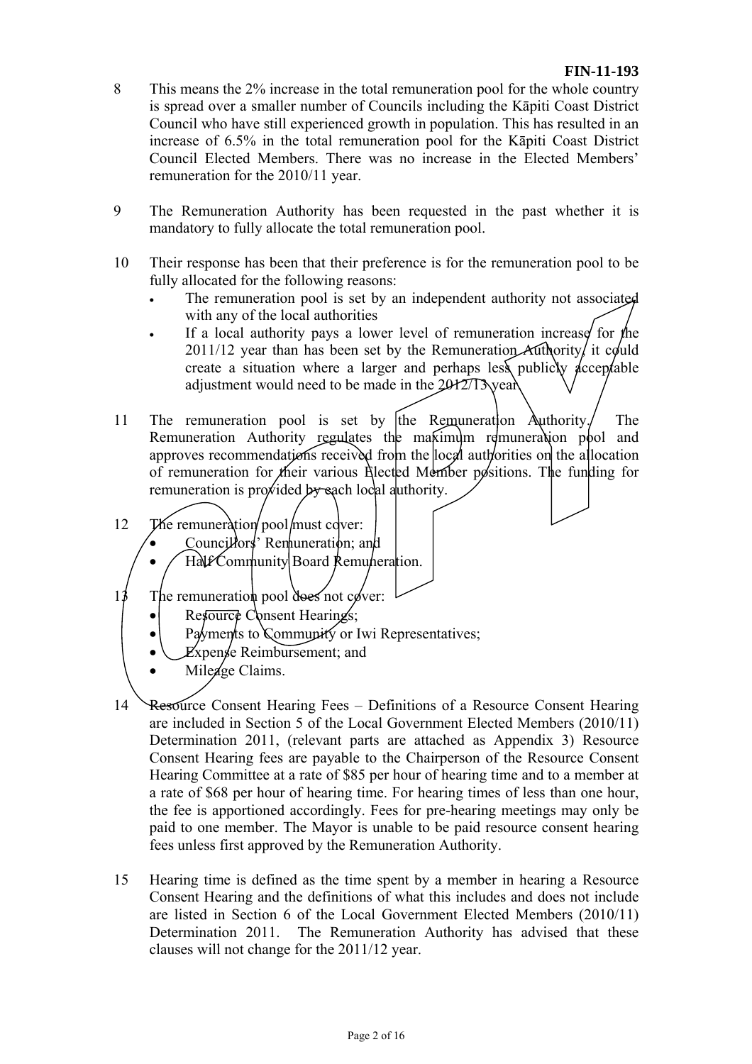8 This means the 2% increase in the total remuneration pool for the whole country is spread over a smaller number of Councils including the Kāpiti Coast District Council who have still experienced growth in population. This has resulted in an increase of 6.5% in the total remuneration pool for the Kāpiti Coast District Council Elected Members. There was no increase in the Elected Members' remuneration for the 2010/11 year.

9 The Remuneration Authority has been requested in the past whether it is mandatory to fully allocate the total remuneration pool.

10 Their response has been that their preference is for the remuneration pool to be fully allocated for the following reasons:

- The remuneration pool is set by an independent authority not associated with any of the local authorities
- If a local authority pays a lower level of remuneration increase for the 2011/12 year than has been set by the Remuneration Authority, it could create a situation where a larger and perhaps less publicly acceptable adjustment would need to be made in the 2012/13 year.

11 The remuneration pool is set by the Remuneration Authority. The Remuneration Authority regulates the maximum remuneration pool and approves recommendations received from the local authorities on the allocation of remuneration for their various Elected Member positions. The funding for remuneration is provided by each local authority.

12 The remuneration pool must cover:

- Councillors' Remuneration; and
- Half Community Board Remuneration.

13 The remuneration pool does not cover:

- Resource Consent Hearings;
- Payments to Community or Iwi Representatives;
- Expense Reimbursement; and
- Mileage Claims.

14 Resource Consent Hearing Fees – Definitions of a Resource Consent Hearing are included in Section 5 of the Local Government Elected Members (2010/11) Determination 2011, (relevant parts are attached as Appendix 3) Resource Consent Hearing fees are payable to the Chairperson of the Resource Consent Hearing Committee at a rate of $85 per hour of hearing time and to a member at a rate of $68 per hour of hearing time. For hearing times of less than one hour, the fee is apportioned accordingly. Fees for pre-hearing meetings may only be paid to one member. The Mayor is unable to be paid resource consent hearing fees unless first approved by the Remuneration Authority.

15 Hearing time is defined as the time spent by a member in hearing a Resource Consent Hearing and the definitions of what this includes and does not include are listed in Section 6 of the Local Government Elected Members (2010/11) Determination 2011. The Remuneration Authority has advised that these clauses will not change for the 2011/12 year.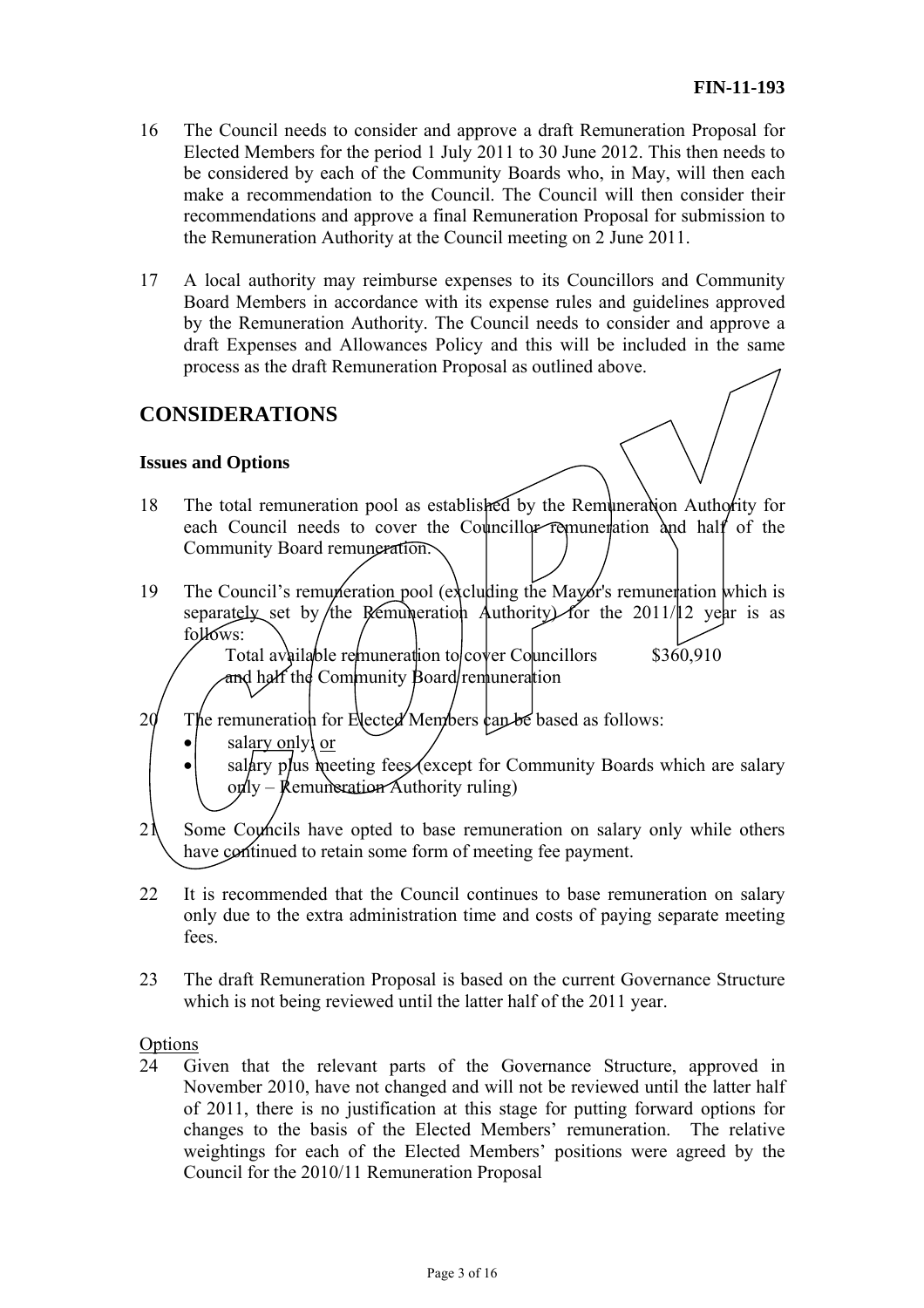16 The Council needs to consider and approve a draft Remuneration Proposal for Elected Members for the period 1 July 2011 to 30 June 2012. This then needs to be considered by each of the Community Boards who, in May, will then each make a recommendation to the Council. The Council will then consider their recommendations and approve a final Remuneration Proposal for submission to the Remuneration Authority at the Council meeting on 2 June 2011.

17 A local authority may reimburse expenses to its Councillors and Community Board Members in accordance with its expense rules and guidelines approved by the Remuneration Authority. The Council needs to consider and approve a draft Expenses and Allowances Policy and this will be included in the same process as the draft Remuneration Proposal as outlined above.

## CONSIDERATIONS

### Issues and Options

18 The total remuneration pool as established by the Remuneration Authority for each Council needs to cover the Councillor remuneration and half of the Community Board remuneration.

19 The Council's remuneration pool (excluding the Mayor's remuneration which is separately set by the Remuneration Authority) for the 2011/12 year is as follows:

| | |
|---|---|
| Total available remuneration to cover Councillors and half the Community Board remuneration | $360,910 |

20 The remuneration for Elected Members can be based as follows:

- salary only, or
- salary plus meeting fees (except for Community Boards which are salary only – Remuneration Authority ruling)

21 Some Councils have opted to base remuneration on salary only while others have continued to retain some form of meeting fee payment.

22 It is recommended that the Council continues to base remuneration on salary only due to the extra administration time and costs of paying separate meeting fees.

23 The draft Remuneration Proposal is based on the current Governance Structure which is not being reviewed until the latter half of the 2011 year.

Options

24 Given that the relevant parts of the Governance Structure, approved in November 2010, have not changed and will not be reviewed until the latter half of 2011, there is no justification at this stage for putting forward options for changes to the basis of the Elected Members' remuneration. The relative weightings for each of the Elected Members' positions were agreed by the Council for the 2010/11 Remuneration Proposal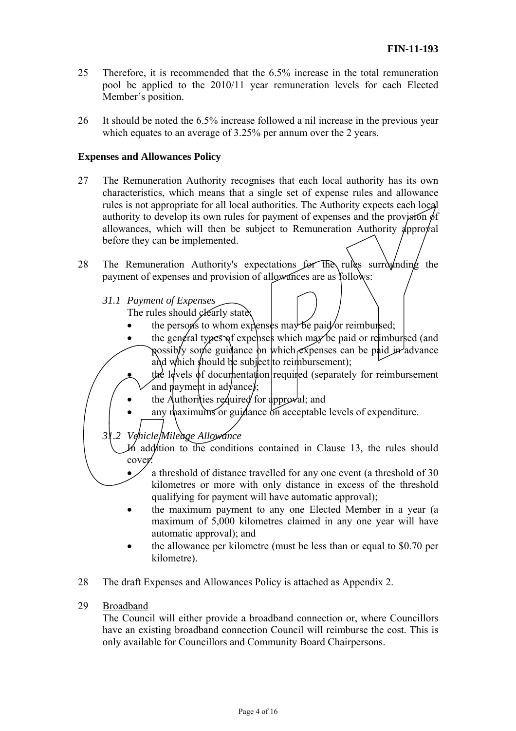25 Therefore, it is recommended that the 6.5% increase in the total remuneration pool be applied to the 2010/11 year remuneration levels for each Elected Member's position.

26 It should be noted the 6.5% increase followed a nil increase in the previous year which equates to an average of 3.25% per annum over the 2 years.

**Expenses and Allowances Policy**

27 The Remuneration Authority recognises that each local authority has its own characteristics, which means that a single set of expense rules and allowance rules is not appropriate for all local authorities. The Authority expects each local authority to develop its own rules for payment of expenses and the provision of allowances, which will then be subject to Remuneration Authority approval before they can be implemented.

28 The Remuneration Authority's expectations for the rules surrounding the payment of expenses and provision of allowances are as follows:

*31.1 Payment of Expenses*
The rules should clearly state:

- the persons to whom expenses may be paid or reimbursed;
- the general types of expenses which may be paid or reimbursed (and possibly some guidance on which expenses can be paid in advance and which should be subject to reimbursement);
- the levels of documentation required (separately for reimbursement and payment in advance);
- the Authorities required for approval; and
- any maximums or guidance on acceptable levels of expenditure.

*31.2 Vehicle Mileage Allowance*
In addition to the conditions contained in Clause 13, the rules should cover:

- a threshold of distance travelled for any one event (a threshold of 30 kilometres or more with only distance in excess of the threshold qualifying for payment will have automatic approval);
- the maximum payment to any one Elected Member in a year (a maximum of 5,000 kilometres claimed in any one year will have automatic approval); and
- the allowance per kilometre (must be less than or equal to $0.70 per kilometre).

28 The draft Expenses and Allowances Policy is attached as Appendix 2.

29 <u>Broadband</u>
The Council will either provide a broadband connection or, where Councillors have an existing broadband connection Council will reimburse the cost. This is only available for Councillors and Community Board Chairpersons.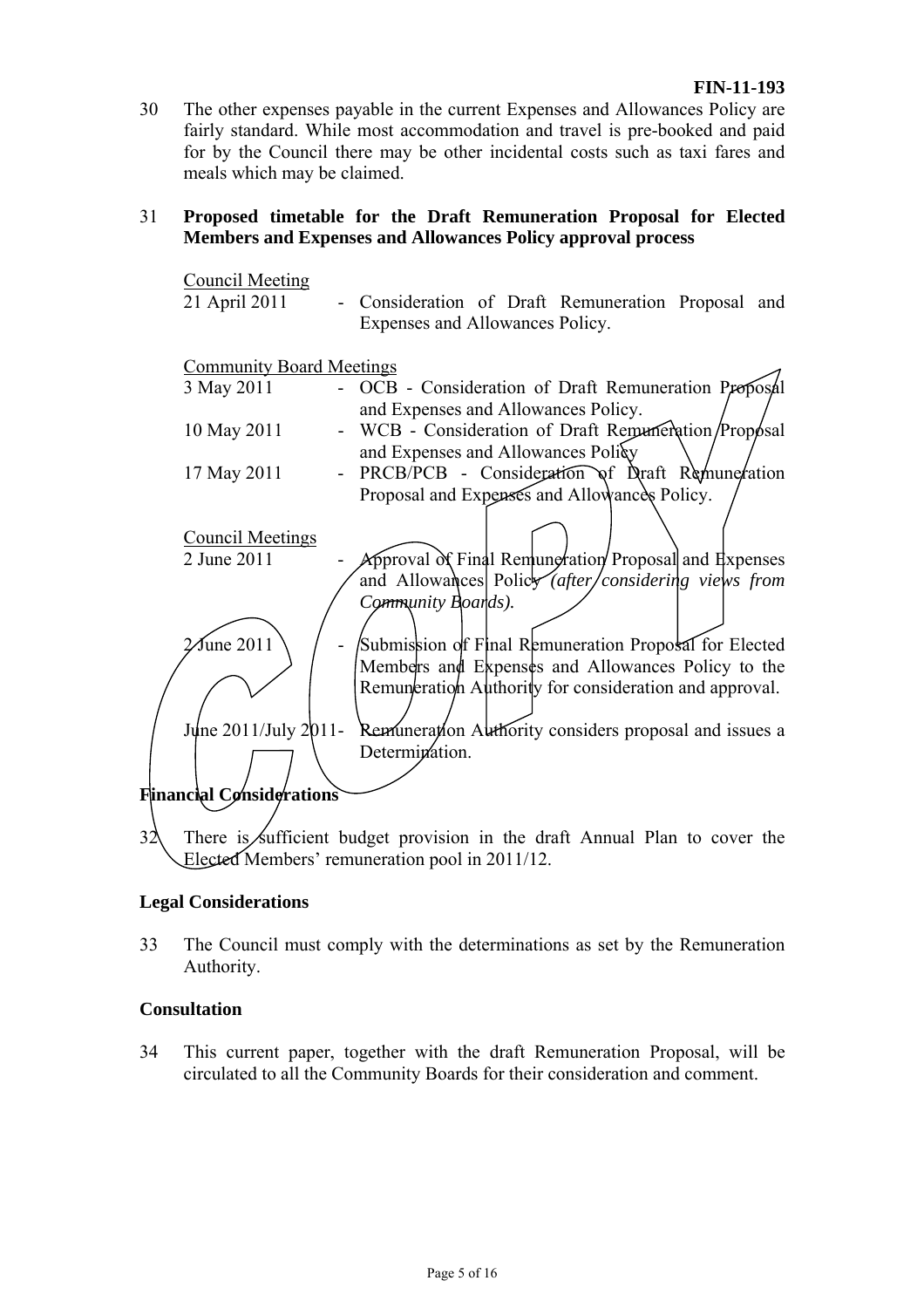30 The other expenses payable in the current Expenses and Allowances Policy are fairly standard. While most accommodation and travel is pre-booked and paid for by the Council there may be other incidental costs such as taxi fares and meals which may be claimed.

31 **Proposed timetable for the Draft Remuneration Proposal for Elected Members and Expenses and Allowances Policy approval process**

Council Meeting

21 April 2011 - Consideration of Draft Remuneration Proposal and Expenses and Allowances Policy.

Community Board Meetings

3 May 2011 - OCB - Consideration of Draft Remuneration Proposal and Expenses and Allowances Policy.

10 May 2011 - WCB - Consideration of Draft Remuneration Proposal and Expenses and Allowances Policy

17 May 2011 - PRCB/PCB - Consideration of Draft Remuneration Proposal and Expenses and Allowances Policy.

Council Meetings

2 June 2011 - Approval of Final Remuneration Proposal and Expenses and Allowances Policy *(after considering views from Community Boards).*

2 June 2011 - Submission of Final Remuneration Proposal for Elected Members and Expenses and Allowances Policy to the Remuneration Authority for consideration and approval.

June 2011/July 2011- Remuneration Authority considers proposal and issues a Determination.

**Financial Considerations**

32 There is sufficient budget provision in the draft Annual Plan to cover the Elected Members' remuneration pool in 2011/12.

**Legal Considerations**

33 The Council must comply with the determinations as set by the Remuneration Authority.

**Consultation**

34 This current paper, together with the draft Remuneration Proposal, will be circulated to all the Community Boards for their consideration and comment.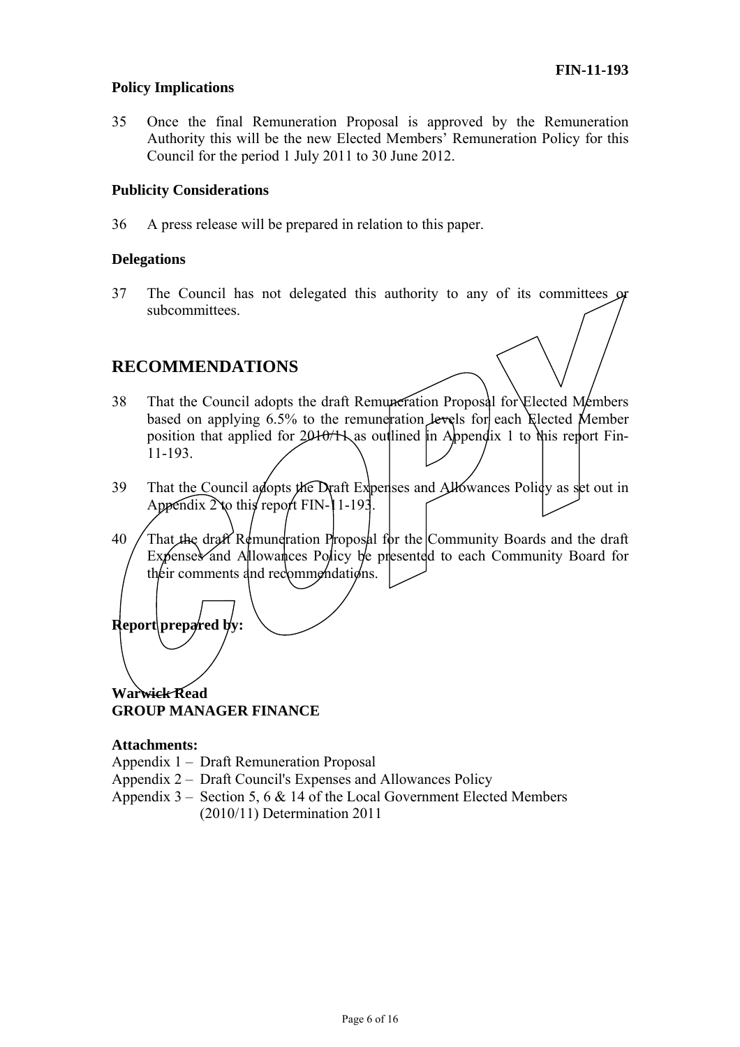**Policy Implications**

35 Once the final Remuneration Proposal is approved by the Remuneration Authority this will be the new Elected Members' Remuneration Policy for this Council for the period 1 July 2011 to 30 June 2012.

**Publicity Considerations**

36 A press release will be prepared in relation to this paper.

**Delegations**

37 The Council has not delegated this authority to any of its committees or subcommittees.

## RECOMMENDATIONS

38 That the Council adopts the draft Remuneration Proposal for Elected Members based on applying 6.5% to the remuneration levels for each Elected Member position that applied for 2010/11 as outlined in Appendix 1 to this report Fin-11-193.

39 That the Council adopts the Draft Expenses and Allowances Policy as set out in Appendix 2 to this report FIN-11-193.

40 That the draft Remuneration Proposal for the Community Boards and the draft Expenses and Allowances Policy be presented to each Community Board for their comments and recommendations.

**Report prepared by:**

**Warwick Read**
**GROUP MANAGER FINANCE**

**Attachments:**

Appendix 1 – Draft Remuneration Proposal
Appendix 2 – Draft Council's Expenses and Allowances Policy
Appendix 3 – Section 5, 6 & 14 of the Local Government Elected Members (2010/11) Determination 2011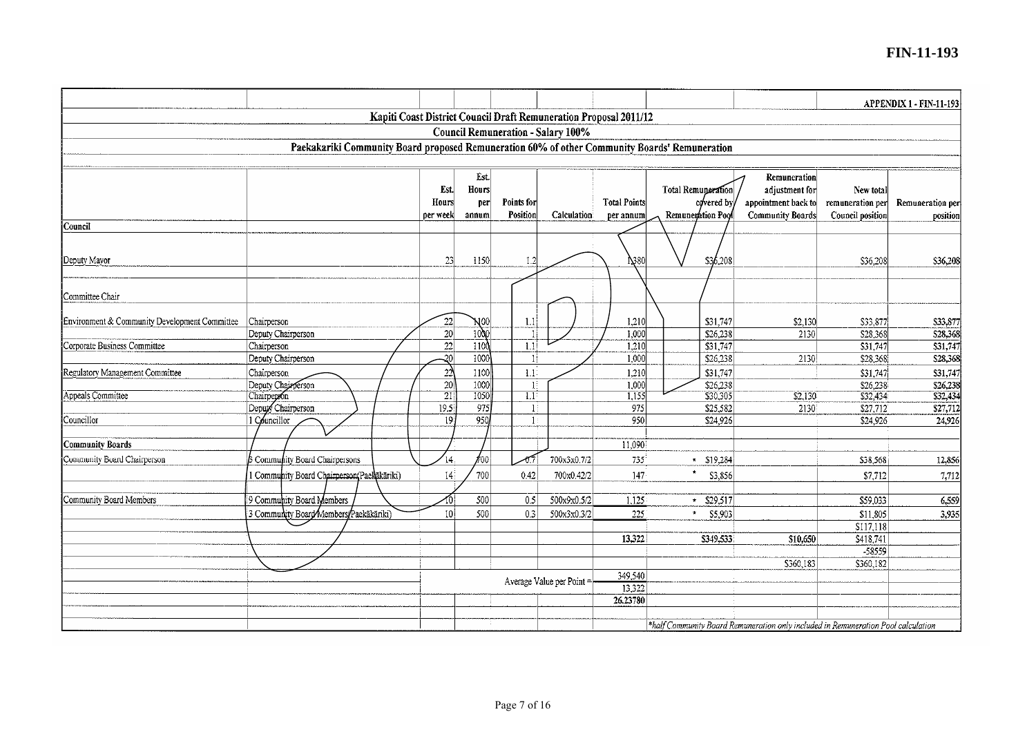APPENDIX 1 - FIN-11-193

## Kapiti Coast District Council Draft Remuneration Proposal 2011/12

### Council Remuneration - Salary 100%

### Paekakariki Community Board proposed Remuneration 60% of other Community Boards' Remuneration

| | | Est. Hours per week | Est. Hours per annum | Points for Position | Calculation | Total Points per annum | Total Remuneration covered by Remuneration Pool | Remuneration adjustment for appointment back to Community Boards | New total remuneration per Council position | Remuneration per position |
|---|---|---|---|---|---|---|---|---|---|---|
| **Council** | | | | | | | | | | |
| Deputy Mayor | | 23 | 1150 | 1.2 | | 1380 | $36,208 | | $36,208 | $36,208 |
| Committee Chair | | | | | | | | | | |
| Environment & Community Development Committee | Chairperson | 22 | 1100 | 1.1 | | 1,210 | $31,747 | $2,130 | $33,877 | $33,877 |
| | Deputy Chairperson | 20 | 1000 | 1 | | 1,000 | $26,238 | 2130 | $28,368 | $28,368 |
| Corporate Business Committee | Chairperson | 22 | 1100 | 1.1 | | 1,210 | $31,747 | | $31,747 | $31,747 |
| | Deputy Chairperson | 20 | 1000 | 1 | | 1,000 | $26,238 | 2130 | $28,368 | $28,368 |
| Regulatory Management Committee | Chairperson | 22 | 1100 | 1.1 | | 1,210 | $31,747 | | $31,747 | $31,747 |
| | Deputy Chairperson | 20 | 1000 | 1 | | 1,000 | $26,238 | | $26,238 | $26,238 |
| Appeals Committee | Chairperson | 21 | 1050 | 1.1 | | 1,155 | $30,305 | $2,130 | $32,434 | $32,434 |
| | Deputy Chairperson | 19.5 | 975 | 1 | | 975 | $25,582 | 2130 | $27,712 | $27,712 |
| Councillor | 1 Councillor | 19 | 950 | 1 | | 950 | $24,926 | | $24,926 | 24,926 |
| **Community Boards** | | | | | | 11,090 | | | | |
| Community Board Chairperson | 3 Community Board Chairpersons | 14 | 700 | 0.7 | 700x3x0.7/2 | 735 | * $19,284 | | $38,568 | 12,856 |
| | 1 Community Board Chairperson(Paekākāriki) | 14 | 700 | 0.42 | 700x0.42/2 | 147 | * $3,856 | | $7,712 | 7,712 |
| Community Board Members | 9 Community Board Members | 10 | 500 | 0.5 | 500x9x0.5/2 | 1,125 | * $29,517 | | $59,033 | 6,559 |
| | 3 Community Board Members(Paekākāriki) | 10 | 500 | 0.3 | 500x3x0.3/2 | 225 | * $5,903 | | $11,805 | 3,935 |
| | | | | | | | | | $117,118 | |
| | | | | | | 13,322 | $349,533 | $10,650 | $418,741 | |
| | | | | | | | | | -58559 | |
| | | | | | | | | $360,183 | $360,182 | |
| | | | | | Average Value per Point = | 349,540 | | | | |
| | | | | | | 13,322 | | | | |
| | | | | | | 26.23780 | | | | |

*half Community Board Remuneration only included in Remuneration Pool calculation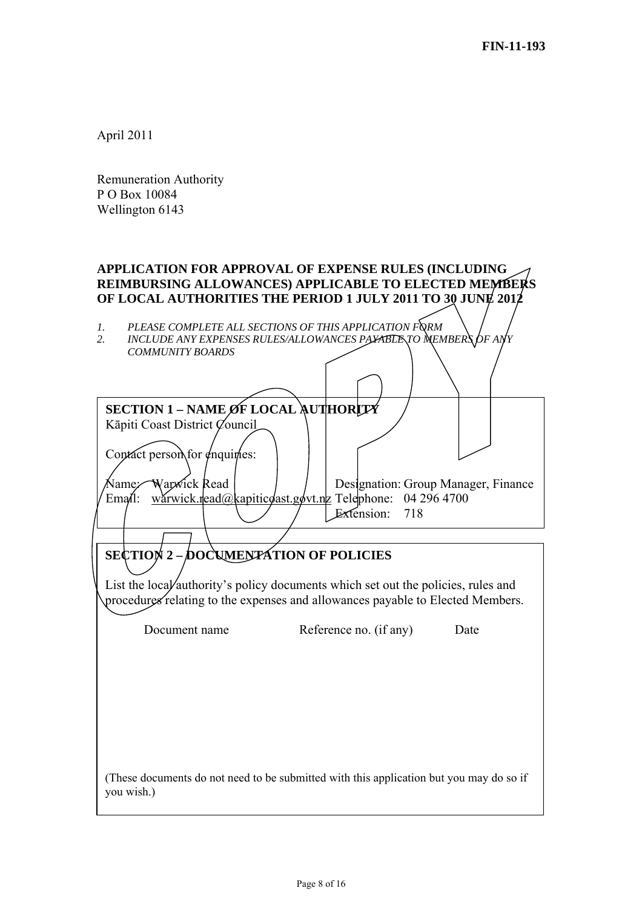FIN-11-193

April 2011

Remuneration Authority
P O Box 10084
Wellington 6143

**APPLICATION FOR APPROVAL OF EXPENSE RULES (INCLUDING REIMBURSING ALLOWANCES) APPLICABLE TO ELECTED MEMBERS OF LOCAL AUTHORITIES THE PERIOD 1 JULY 2011 TO 30 JUNE 2012**

1. *PLEASE COMPLETE ALL SECTIONS OF THIS APPLICATION FORM*
2. *INCLUDE ANY EXPENSES RULES/ALLOWANCES PAYABLE TO MEMBERS OF ANY COMMUNITY BOARDS*

## SECTION 1 – NAME OF LOCAL AUTHORITY

Kāpiti Coast District Council

Contact person for enquiries:

Name: Warwick Read
Designation: Group Manager, Finance
Email: warwick.read@kapiticoast.govt.nz
Telephone: 04 296 4700
Extension: 718

## SECTION 2 – DOCUMENTATION OF POLICIES

List the local authority's policy documents which set out the policies, rules and procedures relating to the expenses and allowances payable to Elected Members.

| Document name | Reference no. (if any) | Date |
| --- | --- | --- |
| | | |

(These documents do not need to be submitted with this application but you may do so if you wish.)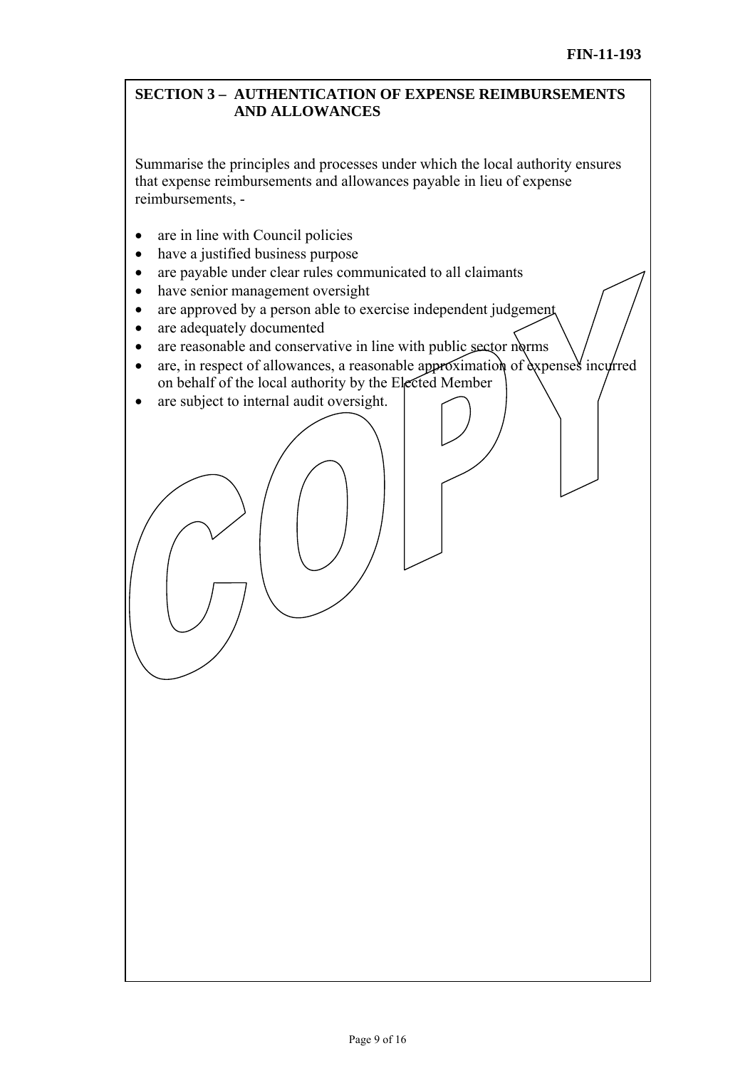## SECTION 3 – AUTHENTICATION OF EXPENSE REIMBURSEMENTS AND ALLOWANCES

Summarise the principles and processes under which the local authority ensures that expense reimbursements and allowances payable in lieu of expense reimbursements, -

- are in line with Council policies
- have a justified business purpose
- are payable under clear rules communicated to all claimants
- have senior management oversight
- are approved by a person able to exercise independent judgement
- are adequately documented
- are reasonable and conservative in line with public sector norms
- are, in respect of allowances, a reasonable approximation of expenses incurred on behalf of the local authority by the Elected Member
- are subject to internal audit oversight.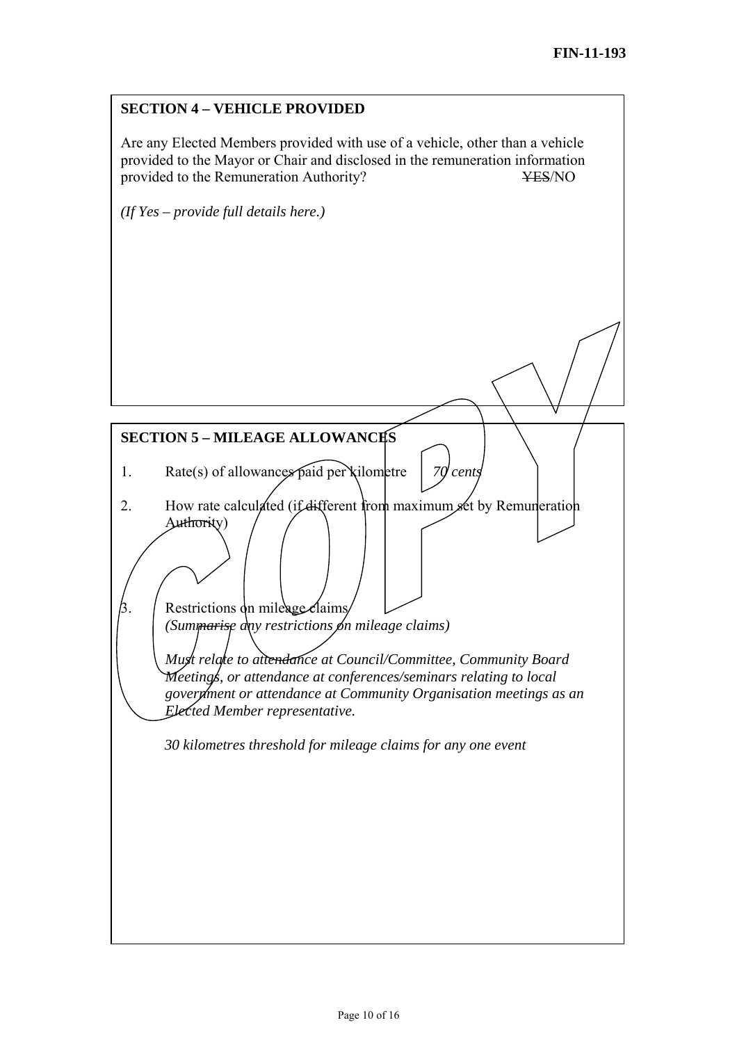## SECTION 4 – VEHICLE PROVIDED

Are any Elected Members provided with use of a vehicle, other than a vehicle provided to the Mayor or Chair and disclosed in the remuneration information provided to the Remuneration Authority? ~~YES~~/NO

*(If Yes – provide full details here.)*

## SECTION 5 – MILEAGE ALLOWANCES

1. Rate(s) of allowances paid per kilometre *70 cents*

2. How rate calculated (if different from maximum set by Remuneration Authority)

3. Restrictions on mileage claims
   *(Summarise any restrictions on mileage claims)*

   *Must relate to attendance at Council/Committee, Community Board Meetings, or attendance at conferences/seminars relating to local government or attendance at Community Organisation meetings as an Elected Member representative.*

   *30 kilometres threshold for mileage claims for any one event*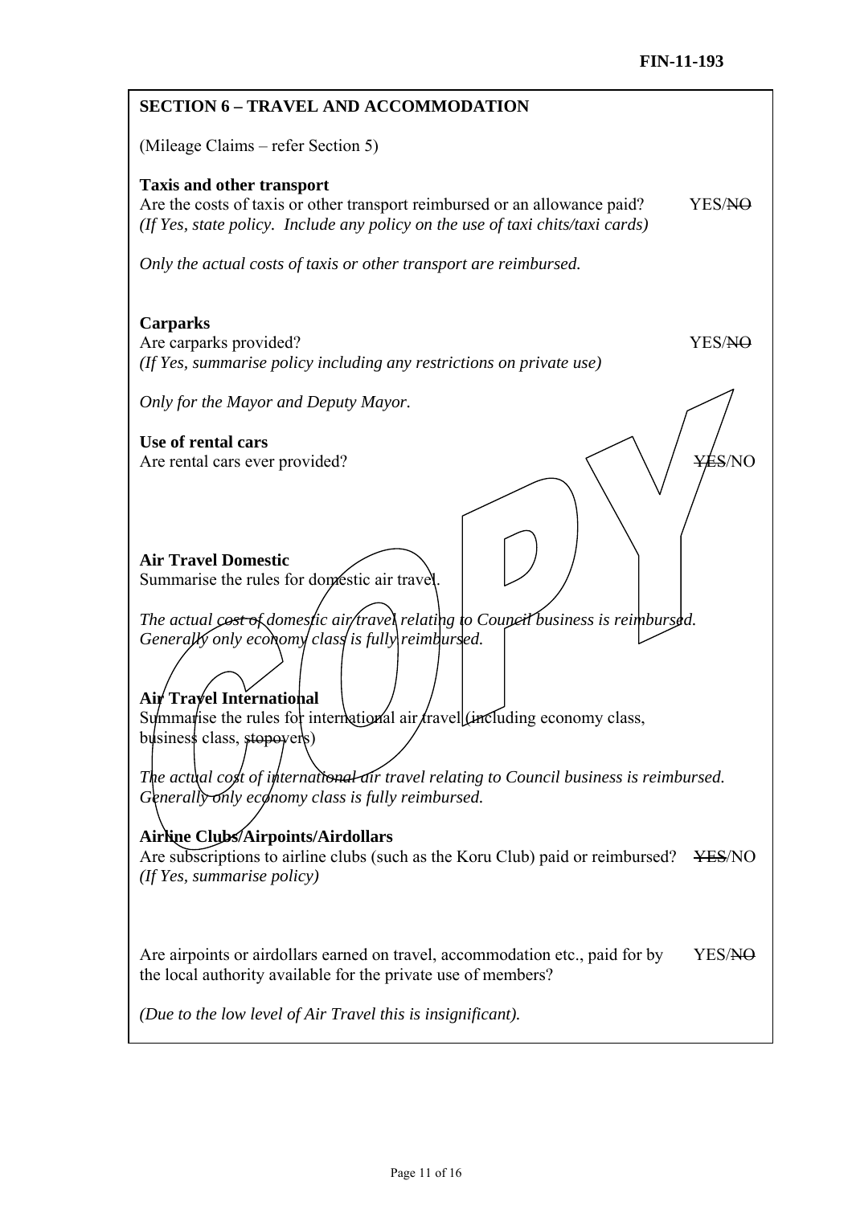## SECTION 6 – TRAVEL AND ACCOMMODATION

(Mileage Claims – refer Section 5)

**Taxis and other transport**

Are the costs of taxis or other transport reimbursed or an allowance paid? YES/~~NO~~

*(If Yes, state policy. Include any policy on the use of taxi chits/taxi cards)*

*Only the actual costs of taxis or other transport are reimbursed.*

**Carparks**

Are carparks provided? YES/~~NO~~

*(If Yes, summarise policy including any restrictions on private use)*

*Only for the Mayor and Deputy Mayor.*

**Use of rental cars**

Are rental cars ever provided? ~~YES~~/NO

**Air Travel Domestic**

Summarise the rules for domestic air travel.

*The actual cost of domestic air travel relating to Council business is reimbursed. Generally only economy class is fully reimbursed.*

**Air Travel International**

Summarise the rules for international air travel (including economy class, business class, stopovers)

*The actual cost of international air travel relating to Council business is reimbursed. Generally only economy class is fully reimbursed.*

**Airline Clubs/Airpoints/Airdollars**

Are subscriptions to airline clubs (such as the Koru Club) paid or reimbursed? ~~YES~~/NO

*(If Yes, summarise policy)*

Are airpoints or airdollars earned on travel, accommodation etc., paid for by the local authority available for the private use of members? YES/~~NO~~

*(Due to the low level of Air Travel this is insignificant).*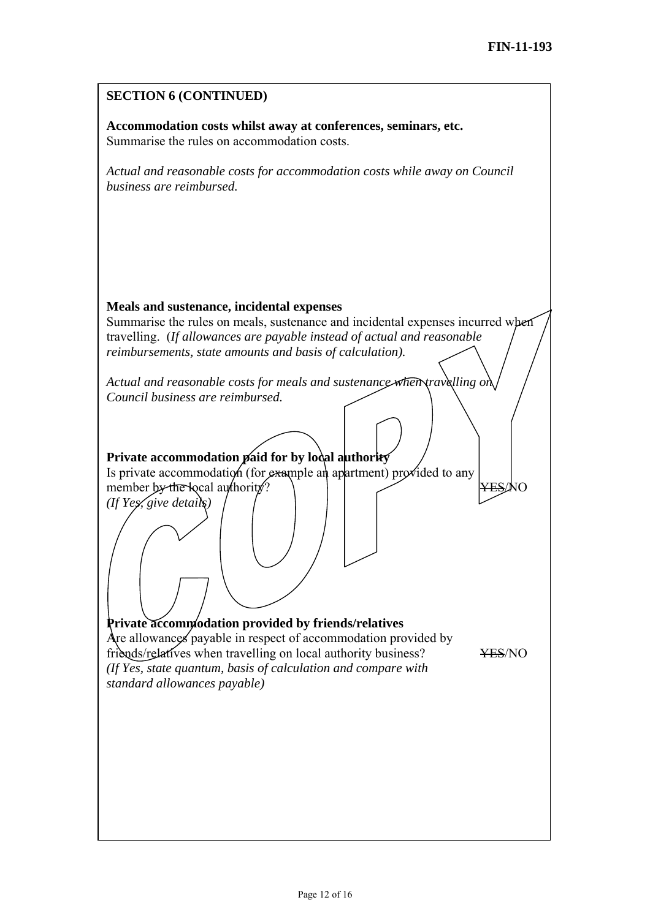## SECTION 6 (CONTINUED)

**Accommodation costs whilst away at conferences, seminars, etc.**
Summarise the rules on accommodation costs.

*Actual and reasonable costs for accommodation costs while away on Council business are reimbursed.*

**Meals and sustenance, incidental expenses**
Summarise the rules on meals, sustenance and incidental expenses incurred when travelling. (*If allowances are payable instead of actual and reasonable reimbursements, state amounts and basis of calculation).*

*Actual and reasonable costs for meals and sustenance when travelling on Council business are reimbursed.*

**Private accommodation paid for by local authority**
Is private accommodation (for example an apartment) provided to any member by the local authority? ~~YES~~/NO
*(If Yes, give details)*

**Private accommodation provided by friends/relatives**
Are allowances payable in respect of accommodation provided by friends/relatives when travelling on local authority business? ~~YES~~/NO
*(If Yes, state quantum, basis of calculation and compare with standard allowances payable)*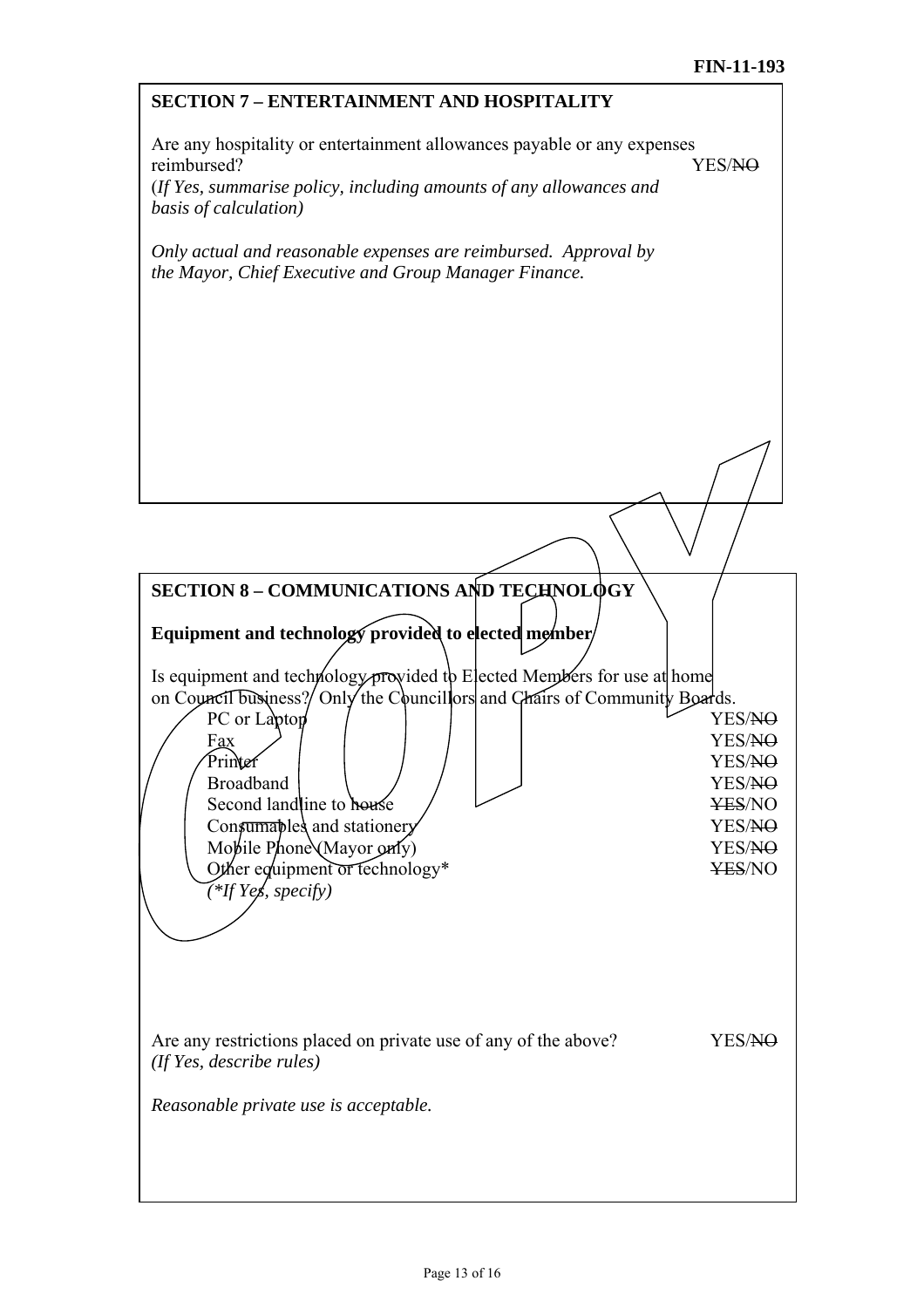FIN-11-193

## SECTION 7 – ENTERTAINMENT AND HOSPITALITY

Are any hospitality or entertainment allowances payable or any expenses reimbursed? YES/~~NO~~

(*If Yes, summarise policy, including amounts of any allowances and basis of calculation)*

*Only actual and reasonable expenses are reimbursed. Approval by the Mayor, Chief Executive and Group Manager Finance.*

## SECTION 8 – COMMUNICATIONS AND TECHNOLOGY

**Equipment and technology provided to elected member**

Is equipment and technology provided to Elected Members for use at home on Council business? Only the Councillors and Chairs of Community Boards.

| | |
|---|---|
| PC or Laptop | YES/~~NO~~ |
| Fax | YES/~~NO~~ |
| Printer | YES/~~NO~~ |
| Broadband | YES/~~NO~~ |
| Second landline to house | ~~YES~~/NO |
| Consumables and stationery | YES/~~NO~~ |
| Mobile Phone (Mayor only) | YES/~~NO~~ |
| Other equipment or technology* | ~~YES~~/NO |

*(\*If Yes, specify)*

Are any restrictions placed on private use of any of the above? YES/~~NO~~

*(If Yes, describe rules)*

*Reasonable private use is acceptable.*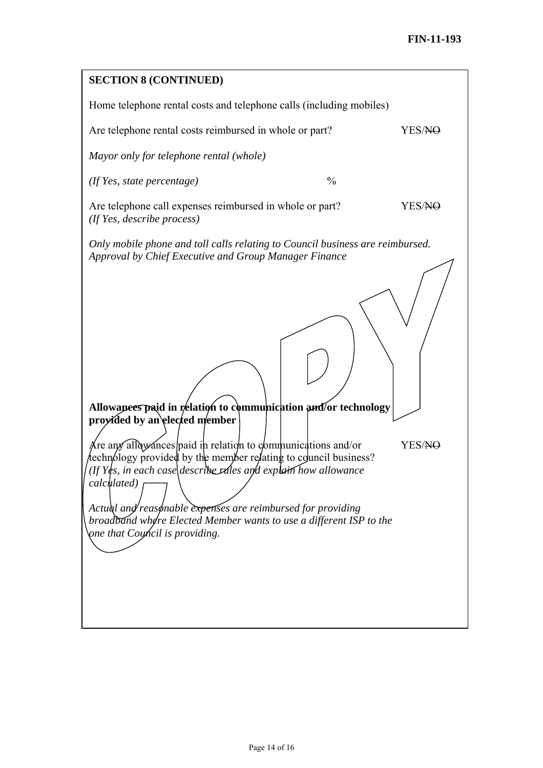**SECTION 8 (CONTINUED)**

Home telephone rental costs and telephone calls (including mobiles)

Are telephone rental costs reimbursed in whole or part? YES/~~NO~~

*Mayor only for telephone rental (whole)*

*(If Yes, state percentage)* %

Are telephone call expenses reimbursed in whole or part? YES/~~NO~~
*(If Yes, describe process)*

*Only mobile phone and toll calls relating to Council business are reimbursed. Approval by Chief Executive and Group Manager Finance*

**Allowances paid in relation to communication and/or technology provided by an elected member**

Are any allowances paid in relation to communications and/or technology provided by the member relating to council business? YES/~~NO~~
*(If Yes, in each case describe rules and explain how allowance calculated)*

*Actual and reasonable expenses are reimbursed for providing broadband where Elected Member wants to use a different ISP to the one that Council is providing.*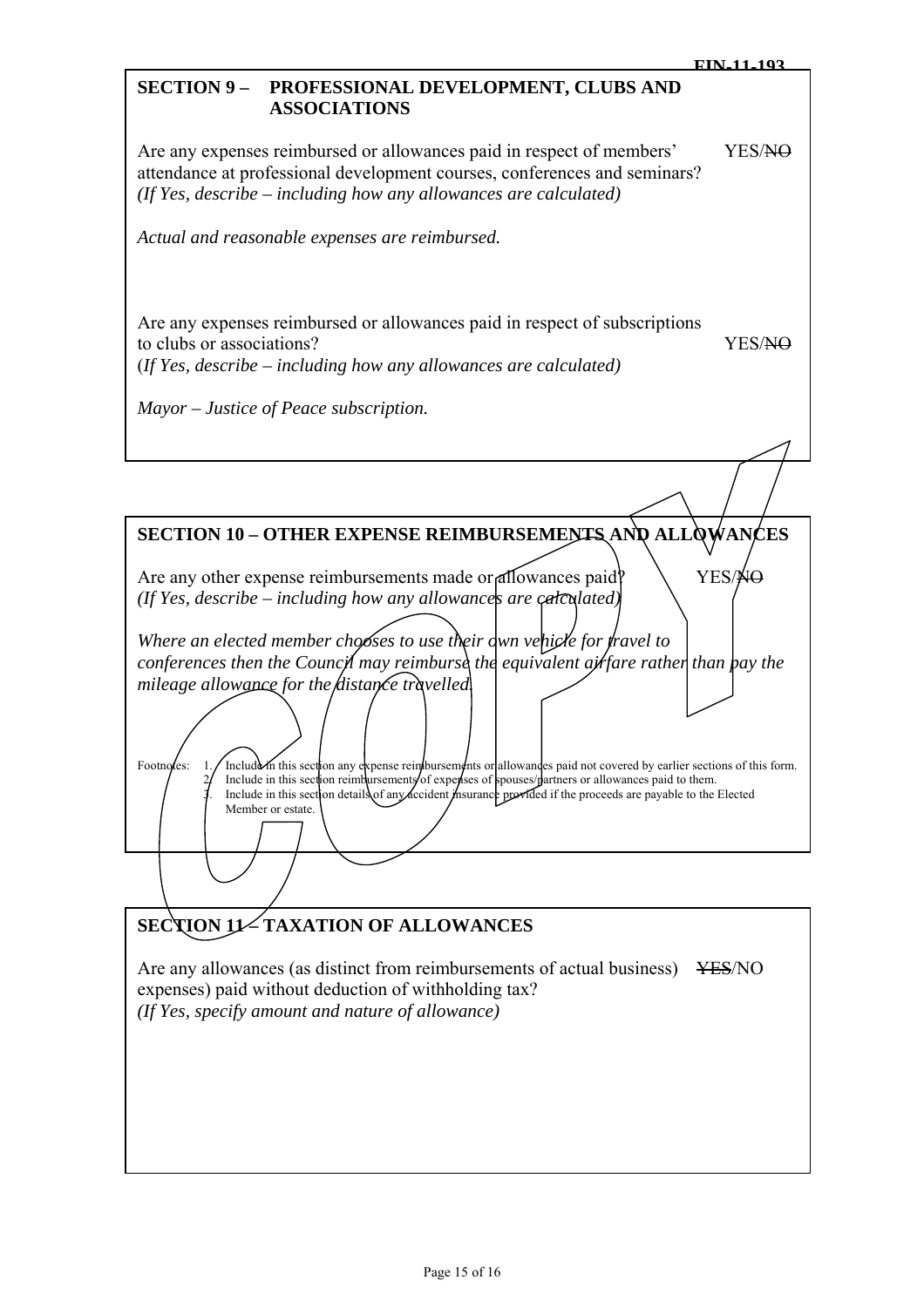## SECTION 9 – PROFESSIONAL DEVELOPMENT, CLUBS AND ASSOCIATIONS

Are any expenses reimbursed or allowances paid in respect of members' attendance at professional development courses, conferences and seminars? YES/~~NO~~
*(If Yes, describe – including how any allowances are calculated)*

*Actual and reasonable expenses are reimbursed.*

Are any expenses reimbursed or allowances paid in respect of subscriptions to clubs or associations? YES/~~NO~~
*(If Yes, describe – including how any allowances are calculated)*

*Mayor – Justice of Peace subscription.*

## SECTION 10 – OTHER EXPENSE REIMBURSEMENTS AND ALLOWANCES

Are any other expense reimbursements made or allowances paid? YES/~~NO~~
*(If Yes, describe – including how any allowances are calculated)*

*Where an elected member chooses to use their own vehicle for travel to conferences then the Council may reimburse the equivalent airfare rather than pay the mileage allowance for the distance travelled.*

Footnotes:
1. Include in this section any expense reimbursements or allowances paid not covered by earlier sections of this form.
2. Include in this section reimbursements of expenses of spouses/partners or allowances paid to them.
3. Include in this section details of any accident insurance provided if the proceeds are payable to the Elected Member or estate.

## SECTION 11 – TAXATION OF ALLOWANCES

Are any allowances (as distinct from reimbursements of actual business) expenses) paid without deduction of withholding tax? ~~YES~~/NO
*(If Yes, specify amount and nature of allowance)*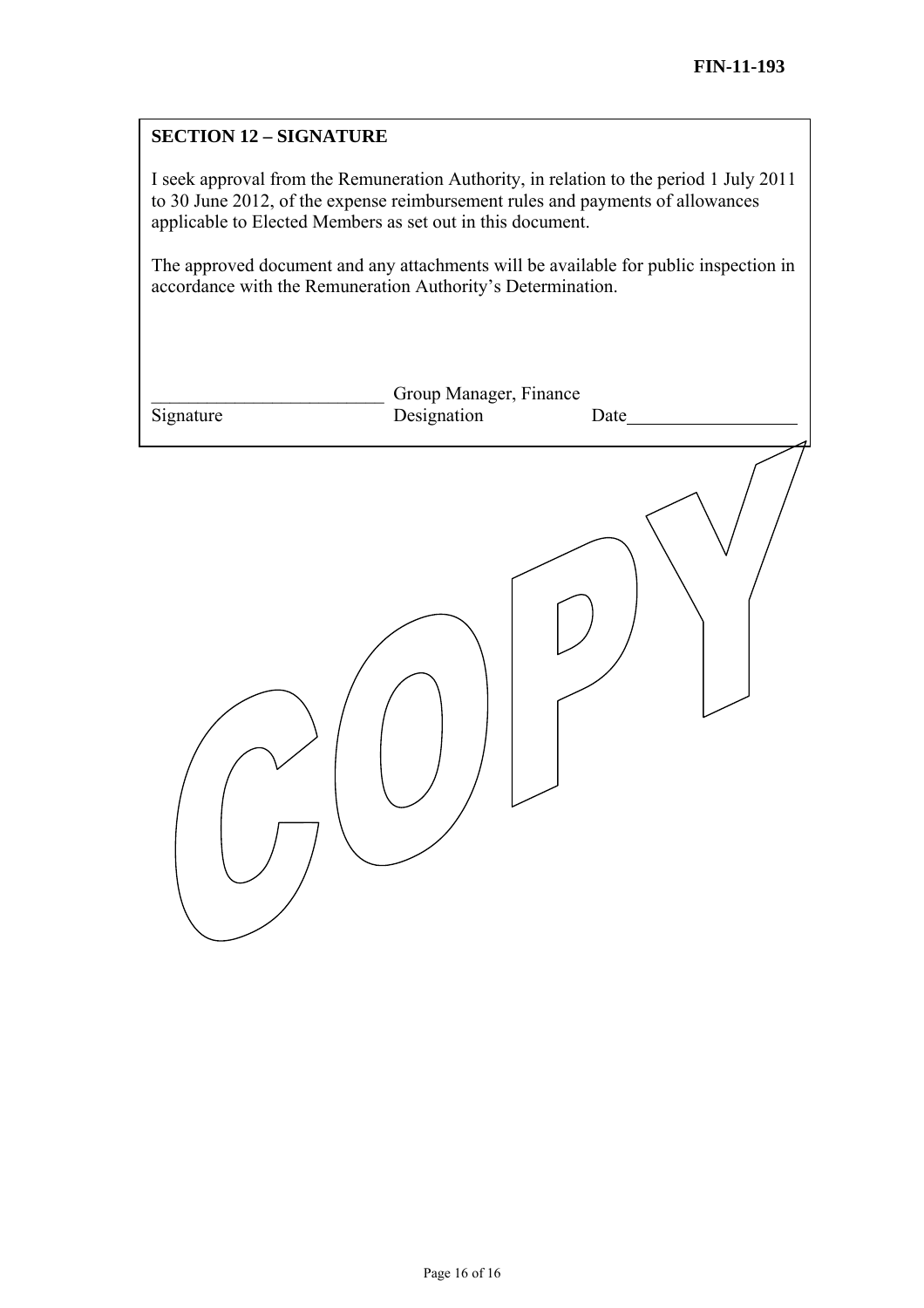## SECTION 12 – SIGNATURE

I seek approval from the Remuneration Authority, in relation to the period 1 July 2011 to 30 June 2012, of the expense reimbursement rules and payments of allowances applicable to Elected Members as set out in this document.

The approved document and any attachments will be available for public inspection in accordance with the Remuneration Authority's Determination.

| ________________________ | Group Manager, Finance | |
|---|---|---|
| Signature | Designation | Date__________________ |

COPY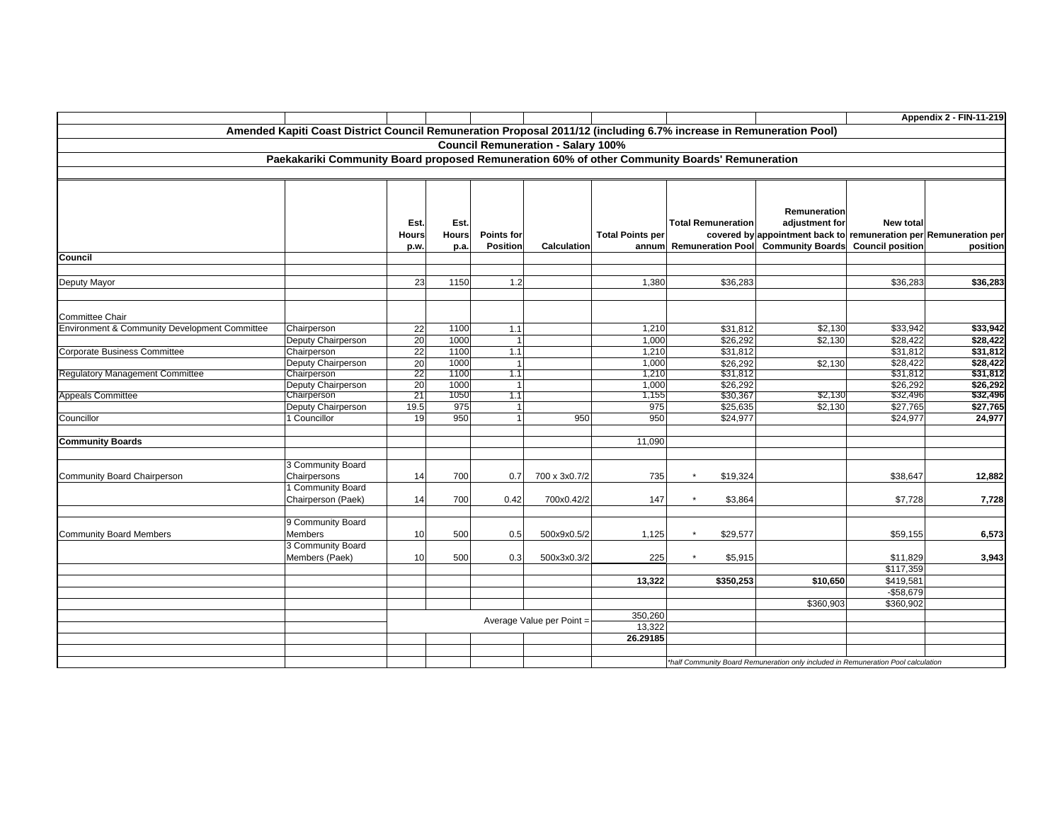Appendix 2 - FIN-11-219

## Amended Kapiti Coast District Council Remuneration Proposal 2011/12 (including 6.7% increase in Remuneration Pool)

### Council Remuneration - Salary 100%

### Paekakariki Community Board proposed Remuneration 60% of other Community Boards' Remuneration

| | | Est. Hours p.w. | Est. Hours p.a. | Points for Position | Calculation | Total Points per annum | Total Remuneration covered by Remuneration Pool | Remuneration adjustment for appointment back to Community Boards | New total remuneration per Council position | Remuneration per position |
|---|---|---|---|---|---|---|---|---|---|---|
| **Council** | | | | | | | | | | |
| Deputy Mayor | | 23 | 1150 | 1.2 | | 1,380 | $36,283 | | $36,283 | **$36,283** |
| Committee Chair | | | | | | | | | | |
| Environment & Community Development Committee | Chairperson | 22 | 1100 | 1.1 | | 1,210 | $31,812 | $2,130 | $33,942 | **$33,942** |
| | Deputy Chairperson | 20 | 1000 | 1 | | 1,000 | $26,292 | $2,130 | $28,422 | **$28,422** |
| Corporate Business Committee | Chairperson | 22 | 1100 | 1.1 | | 1,210 | $31,812 | | $31,812 | **$31,812** |
| | Deputy Chairperson | 20 | 1000 | 1 | | 1,000 | $26,292 | $2,130 | $28,422 | **$28,422** |
| Regulatory Management Committee | Chairperson | 22 | 1100 | 1.1 | | 1,210 | $31,812 | | $31,812 | **$31,812** |
| | Deputy Chairperson | 20 | 1000 | 1 | | 1,000 | $26,292 | | $26,292 | **$26,292** |
| Appeals Committee | Chairperson | 21 | 1050 | 1.1 | | 1,155 | $30,367 | $2,130 | $32,496 | **$32,496** |
| | Deputy Chairperson | 19.5 | 975 | 1 | | 975 | $25,635 | $2,130 | $27,765 | **$27,765** |
| Councillor | 1 Councillor | 19 | 950 | 1 | 950 | 950 | $24,977 | | $24,977 | **24,977** |
| **Community Boards** | | | | | | 11,090 | | | | |
| Community Board Chairperson | 3 Community Board Chairpersons | 14 | 700 | 0.7 | 700 x 3x0.7/2 | 735 | * $19,324 | | $38,647 | **12,882** |
| | 1 Community Board Chairperson (Paek) | 14 | 700 | 0.42 | 700x0.42/2 | 147 | * $3,864 | | $7,728 | **7,728** |
| Community Board Members | 9 Community Board Members | 10 | 500 | 0.5 | 500x9x0.5/2 | 1,125 | * $29,577 | | $59,155 | **6,573** |
| | 3 Community Board Members (Paek) | 10 | 500 | 0.3 | 500x3x0.3/2 | 225 | * $5,915 | | $11,829 | **3,943** |
| | | | | | | | | | $117,359 | |
| | | | | | | **13,322** | **$350,253** | **$10,650** | $419,581 | |
| | | | | | | | | | -$58,679 | |
| | | | | | | | | $360,903 | $360,902 | |
| | | Average Value per Point = | | | | 350,260 | | | | |
| | | | | | | 13,322 | | | | |
| | | | | | | **26.29185** | | | | |

*half Community Board Remuneration only included in Remuneration Pool calculation